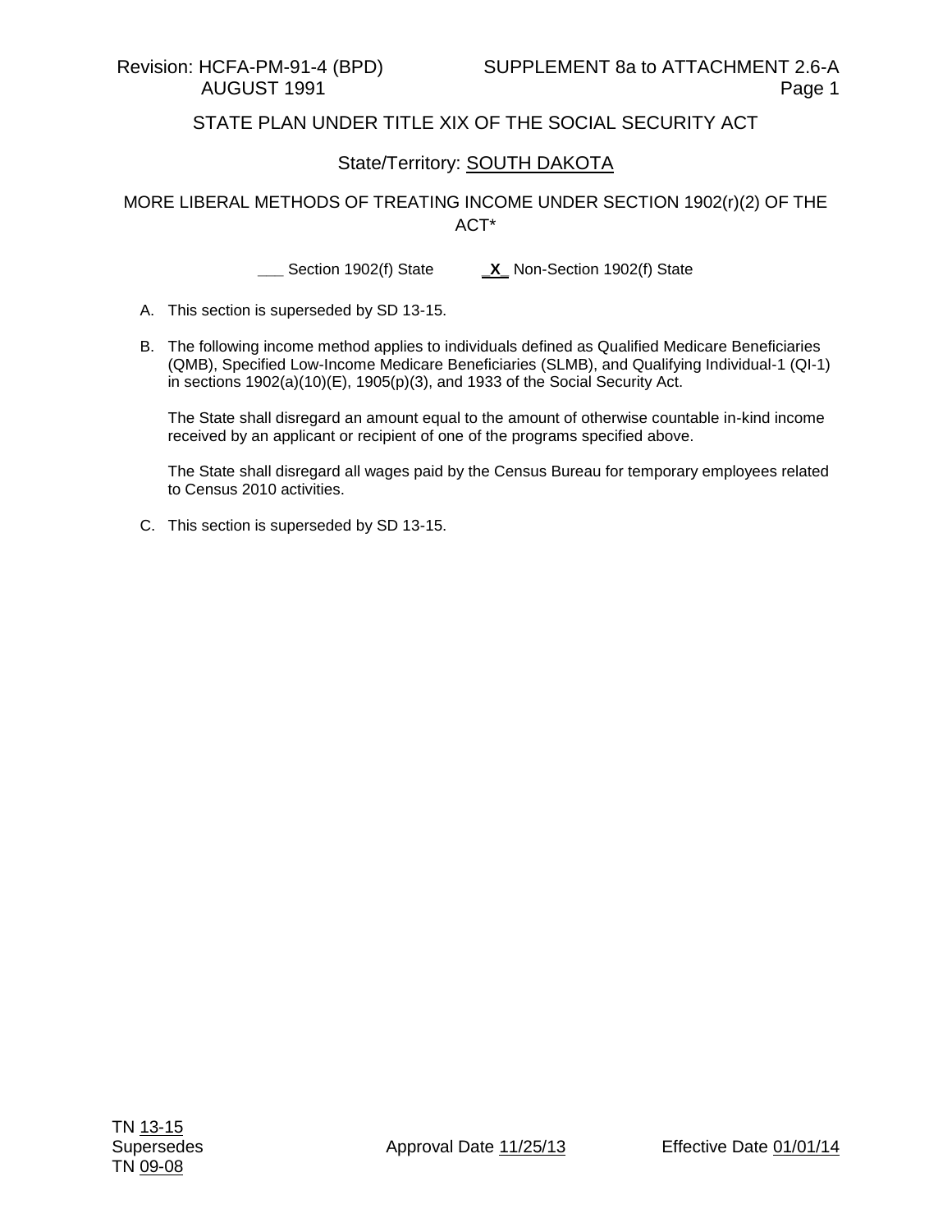Revision: HCFA-PM-91-4 (BPD) AUGUST 1991

SUPPLEMENT 8a to ATTACHMENT 2.6-A

STATE PLAN UNDER TITLE XIX OF THE SOCIAL SECURITY ACT

State/Territory: SOUTH DAKOTA

MORE LIBERAL METHODS OF TREATING INCOME UNDER SECTION 1902(r)(2) OF THE ACT*

___ Section 1902(f) State _X_ Non-Section 1902(f) State

A. This section is superseded by SD 13-15.

B. The following income method applies to individuals defined as Qualified Medicare Beneficiaries (QMB), Specified Low-Income Medicare Beneficiaries (SLMB), and Qualifying Individual-1 (QI-1) in sections 1902(a)(10)(E), 1905(p)(3), and 1933 of the Social Security Act.

   The State shall disregard an amount equal to the amount of otherwise countable in-kind income received by an applicant or recipient of one of the programs specified above.

   The State shall disregard all wages paid by the Census Bureau for temporary employees related to Census 2010 activities.

C. This section is superseded by SD 13-15.

TN 13-15
Supersedes
TN 09-08

Approval Date 11/25/13

Effective Date 01/01/14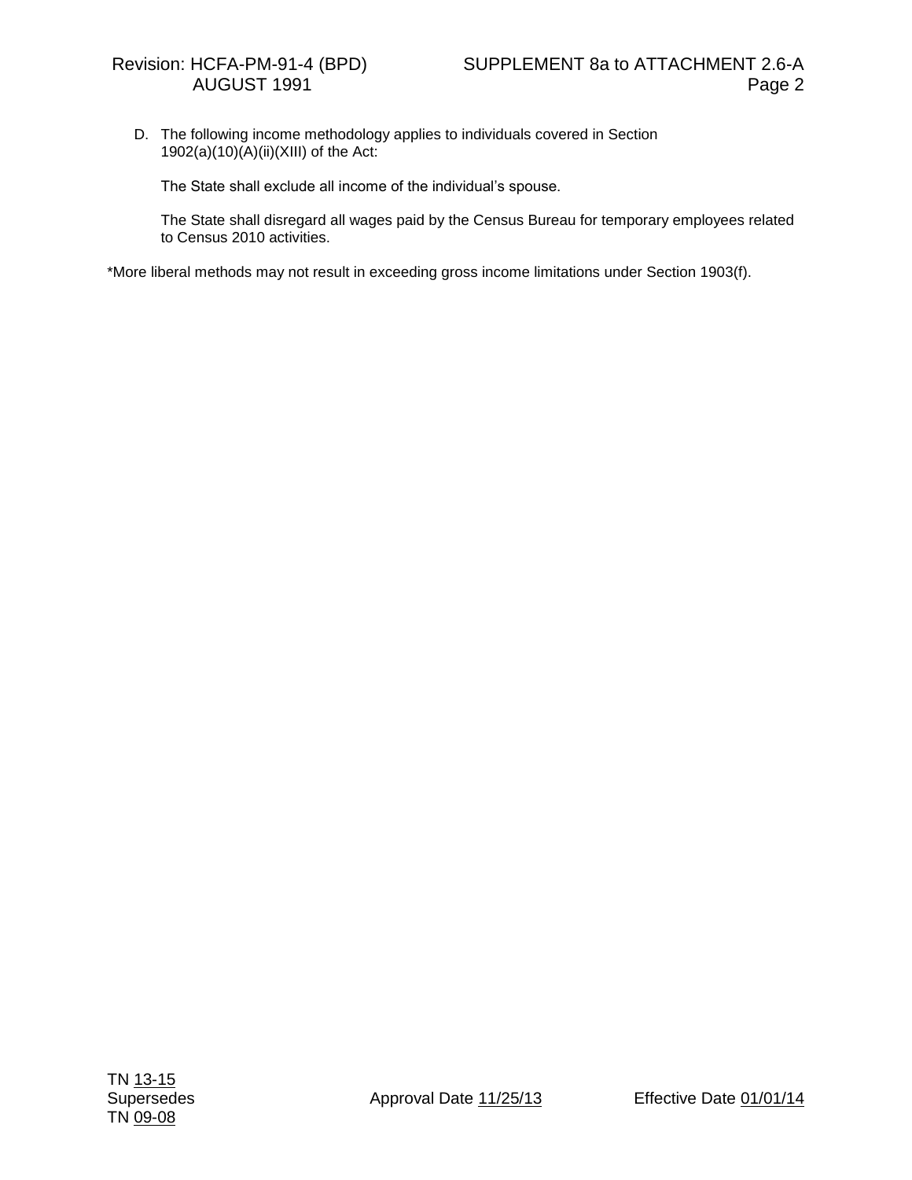D. The following income methodology applies to individuals covered in Section 1902(a)(10)(A)(ii)(XIII) of the Act:

The State shall exclude all income of the individual's spouse.

The State shall disregard all wages paid by the Census Bureau for temporary employees related to Census 2010 activities.

*More liberal methods may not result in exceeding gross income limitations under Section 1903(f).

TN 13-15
Supersedes
TN 09-08

Approval Date 11/25/13

Effective Date 01/01/14